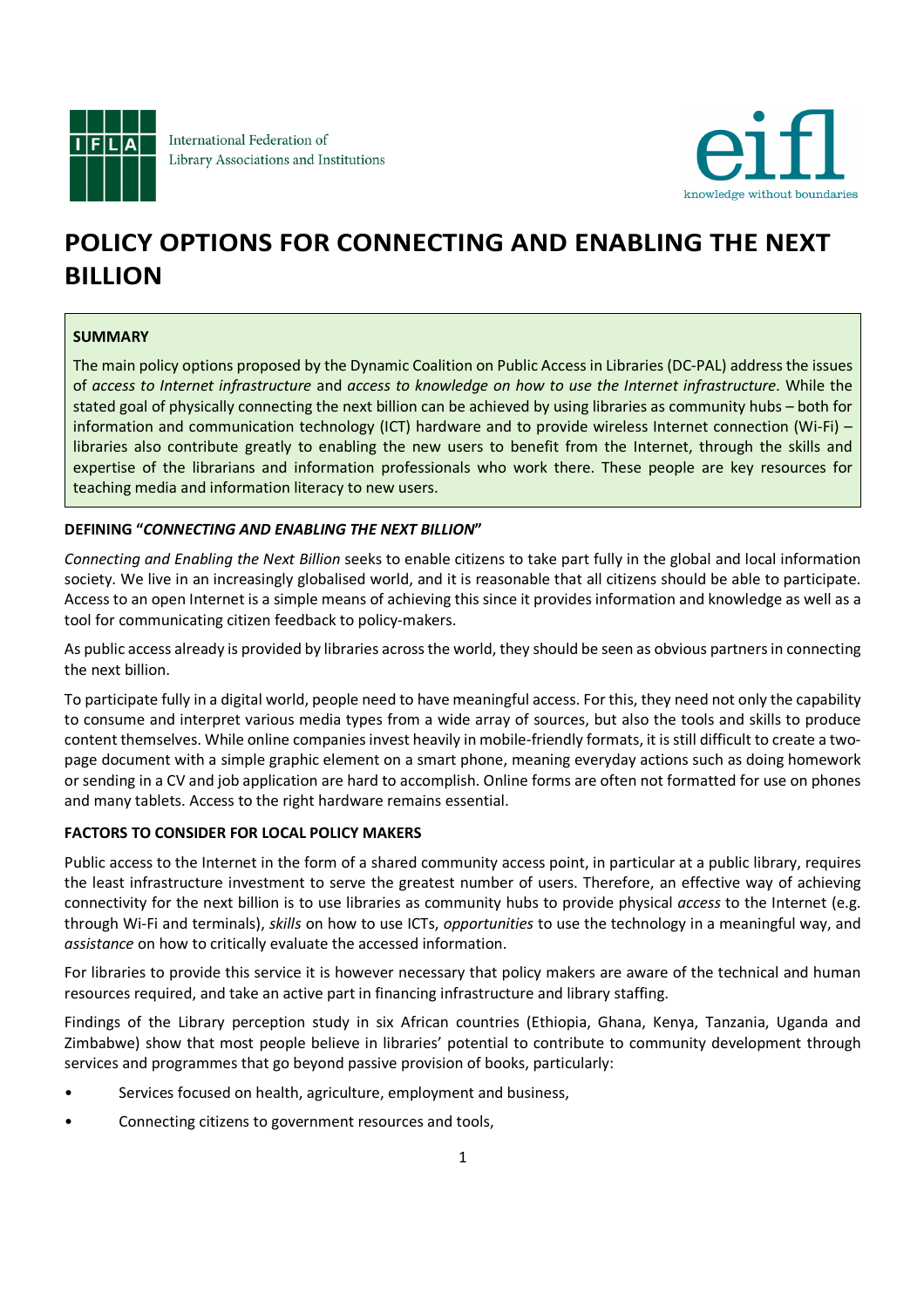International Federation of Library Associations and Institutions

eifl — knowledge without boundaries

# POLICY OPTIONS FOR CONNECTING AND ENABLING THE NEXT BILLION

**SUMMARY**

The main policy options proposed by the Dynamic Coalition on Public Access in Libraries (DC-PAL) address the issues of *access to Internet infrastructure* and *access to knowledge on how to use the Internet infrastructure*. While the stated goal of physically connecting the next billion can be achieved by using libraries as community hubs – both for information and communication technology (ICT) hardware and to provide wireless Internet connection (Wi-Fi) – libraries also contribute greatly to enabling the new users to benefit from the Internet, through the skills and expertise of the librarians and information professionals who work there. These people are key resources for teaching media and information literacy to new users.

**DEFINING "*CONNECTING AND ENABLING THE NEXT BILLION*"**

*Connecting and Enabling the Next Billion* seeks to enable citizens to take part fully in the global and local information society. We live in an increasingly globalised world, and it is reasonable that all citizens should be able to participate. Access to an open Internet is a simple means of achieving this since it provides information and knowledge as well as a tool for communicating citizen feedback to policy-makers.

As public access already is provided by libraries across the world, they should be seen as obvious partners in connecting the next billion.

To participate fully in a digital world, people need to have meaningful access. For this, they need not only the capability to consume and interpret various media types from a wide array of sources, but also the tools and skills to produce content themselves. While online companies invest heavily in mobile-friendly formats, it is still difficult to create a two-page document with a simple graphic element on a smart phone, meaning everyday actions such as doing homework or sending in a CV and job application are hard to accomplish. Online forms are often not formatted for use on phones and many tablets. Access to the right hardware remains essential.

**FACTORS TO CONSIDER FOR LOCAL POLICY MAKERS**

Public access to the Internet in the form of a shared community access point, in particular at a public library, requires the least infrastructure investment to serve the greatest number of users. Therefore, an effective way of achieving connectivity for the next billion is to use libraries as community hubs to provide physical *access* to the Internet (e.g. through Wi-Fi and terminals), *skills* on how to use ICTs, *opportunities* to use the technology in a meaningful way, and *assistance* on how to critically evaluate the accessed information.

For libraries to provide this service it is however necessary that policy makers are aware of the technical and human resources required, and take an active part in financing infrastructure and library staffing.

Findings of the Library perception study in six African countries (Ethiopia, Ghana, Kenya, Tanzania, Uganda and Zimbabwe) show that most people believe in libraries' potential to contribute to community development through services and programmes that go beyond passive provision of books, particularly:

- Services focused on health, agriculture, employment and business,
- Connecting citizens to government resources and tools,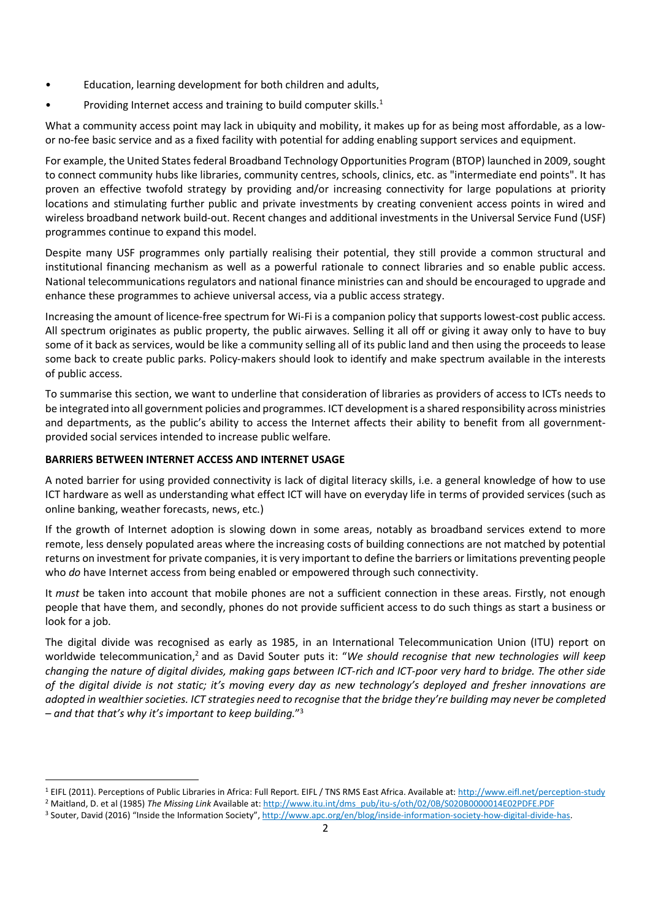- Education, learning development for both children and adults,
- Providing Internet access and training to build computer skills.[1]

What a community access point may lack in ubiquity and mobility, it makes up for as being most affordable, as a low- or no-fee basic service and as a fixed facility with potential for adding enabling support services and equipment.

For example, the United States federal Broadband Technology Opportunities Program (BTOP) launched in 2009, sought to connect community hubs like libraries, community centres, schools, clinics, etc. as "intermediate end points". It has proven an effective twofold strategy by providing and/or increasing connectivity for large populations at priority locations and stimulating further public and private investments by creating convenient access points in wired and wireless broadband network build-out. Recent changes and additional investments in the Universal Service Fund (USF) programmes continue to expand this model.

Despite many USF programmes only partially realising their potential, they still provide a common structural and institutional financing mechanism as well as a powerful rationale to connect libraries and so enable public access. National telecommunications regulators and national finance ministries can and should be encouraged to upgrade and enhance these programmes to achieve universal access, via a public access strategy.

Increasing the amount of licence-free spectrum for Wi-Fi is a companion policy that supports lowest-cost public access. All spectrum originates as public property, the public airwaves. Selling it all off or giving it away only to have to buy some of it back as services, would be like a community selling all of its public land and then using the proceeds to lease some back to create public parks. Policy-makers should look to identify and make spectrum available in the interests of public access.

To summarise this section, we want to underline that consideration of libraries as providers of access to ICTs needs to be integrated into all government policies and programmes. ICT development is a shared responsibility across ministries and departments, as the public's ability to access the Internet affects their ability to benefit from all government-provided social services intended to increase public welfare.

**BARRIERS BETWEEN INTERNET ACCESS AND INTERNET USAGE**

A noted barrier for using provided connectivity is lack of digital literacy skills, i.e. a general knowledge of how to use ICT hardware as well as understanding what effect ICT will have on everyday life in terms of provided services (such as online banking, weather forecasts, news, etc.)

If the growth of Internet adoption is slowing down in some areas, notably as broadband services extend to more remote, less densely populated areas where the increasing costs of building connections are not matched by potential returns on investment for private companies, it is very important to define the barriers or limitations preventing people who *do* have Internet access from being enabled or empowered through such connectivity.

It *must* be taken into account that mobile phones are not a sufficient connection in these areas. Firstly, not enough people that have them, and secondly, phones do not provide sufficient access to do such things as start a business or look for a job.

The digital divide was recognised as early as 1985, in an International Telecommunication Union (ITU) report on worldwide telecommunication,[2] and as David Souter puts it: "*We should recognise that new technologies will keep changing the nature of digital divides, making gaps between ICT-rich and ICT-poor very hard to bridge. The other side of the digital divide is not static; it's moving every day as new technology's deployed and fresher innovations are adopted in wealthier societies. ICT strategies need to recognise that the bridge they're building may never be completed – and that that's why it's important to keep building.*"[3]

---

[1] EIFL (2011). Perceptions of Public Libraries in Africa: Full Report. EIFL / TNS RMS East Africa. Available at: http://www.eifl.net/perception-study

[2] Maitland, D. et al (1985) *The Missing Link* Available at: http://www.itu.int/dms_pub/itu-s/oth/02/0B/S020B0000014E02PDFE.PDF

[3] Souter, David (2016) "Inside the Information Society", http://www.apc.org/en/blog/inside-information-society-how-digital-divide-has.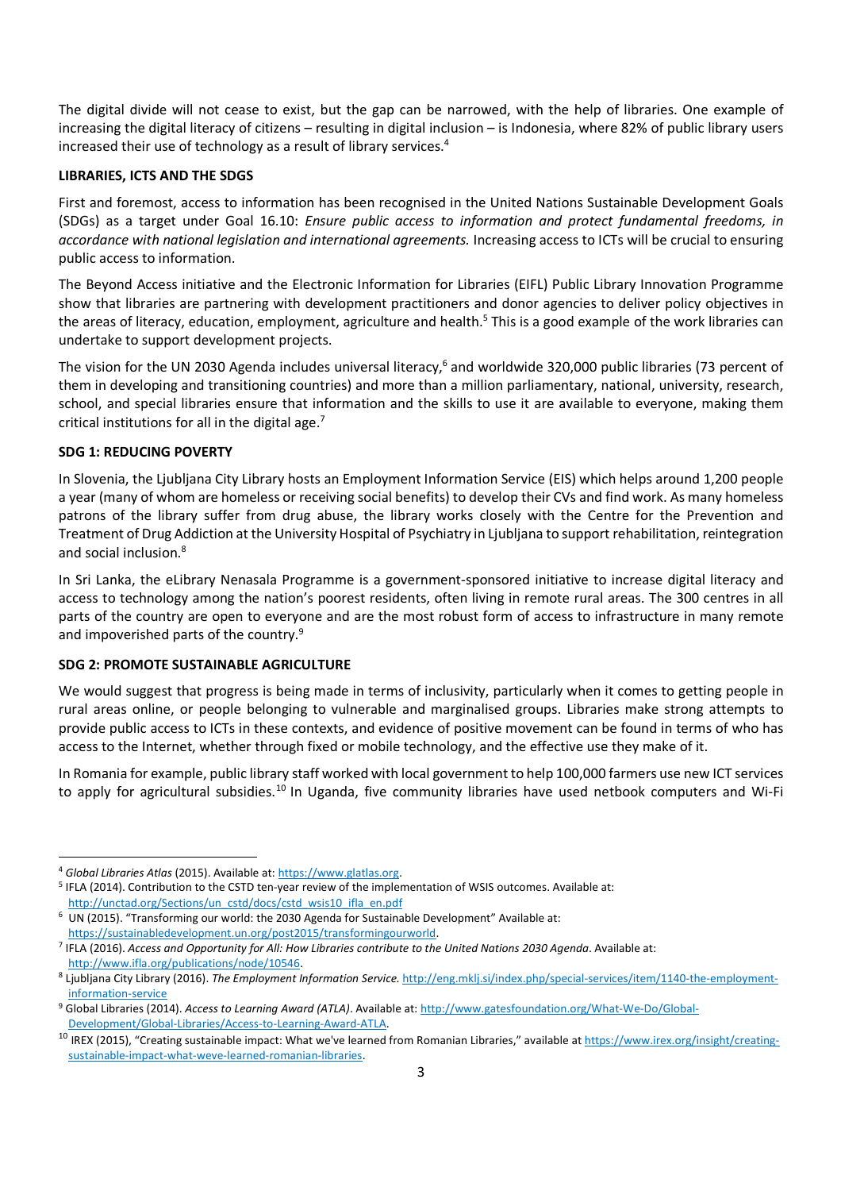The digital divide will not cease to exist, but the gap can be narrowed, with the help of libraries. One example of increasing the digital literacy of citizens – resulting in digital inclusion – is Indonesia, where 82% of public library users increased their use of technology as a result of library services.[4]

## LIBRARIES, ICTS AND THE SDGS

First and foremost, access to information has been recognised in the United Nations Sustainable Development Goals (SDGs) as a target under Goal 16.10: *Ensure public access to information and protect fundamental freedoms, in accordance with national legislation and international agreements.* Increasing access to ICTs will be crucial to ensuring public access to information.

The Beyond Access initiative and the Electronic Information for Libraries (EIFL) Public Library Innovation Programme show that libraries are partnering with development practitioners and donor agencies to deliver policy objectives in the areas of literacy, education, employment, agriculture and health.[5] This is a good example of the work libraries can undertake to support development projects.

The vision for the UN 2030 Agenda includes universal literacy,[6] and worldwide 320,000 public libraries (73 percent of them in developing and transitioning countries) and more than a million parliamentary, national, university, research, school, and special libraries ensure that information and the skills to use it are available to everyone, making them critical institutions for all in the digital age.[7]

## SDG 1: REDUCING POVERTY

In Slovenia, the Ljubljana City Library hosts an Employment Information Service (EIS) which helps around 1,200 people a year (many of whom are homeless or receiving social benefits) to develop their CVs and find work. As many homeless patrons of the library suffer from drug abuse, the library works closely with the Centre for the Prevention and Treatment of Drug Addiction at the University Hospital of Psychiatry in Ljubljana to support rehabilitation, reintegration and social inclusion.[8]

In Sri Lanka, the eLibrary Nenasala Programme is a government-sponsored initiative to increase digital literacy and access to technology among the nation's poorest residents, often living in remote rural areas. The 300 centres in all parts of the country are open to everyone and are the most robust form of access to infrastructure in many remote and impoverished parts of the country.[9]

## SDG 2: PROMOTE SUSTAINABLE AGRICULTURE

We would suggest that progress is being made in terms of inclusivity, particularly when it comes to getting people in rural areas online, or people belonging to vulnerable and marginalised groups. Libraries make strong attempts to provide public access to ICTs in these contexts, and evidence of positive movement can be found in terms of who has access to the Internet, whether through fixed or mobile technology, and the effective use they make of it.

In Romania for example, public library staff worked with local government to help 100,000 farmers use new ICT services to apply for agricultural subsidies.[10] In Uganda, five community libraries have used netbook computers and Wi-Fi

---

[4] *Global Libraries Atlas* (2015). Available at: https://www.glatlas.org.

[5] IFLA (2014). Contribution to the CSTD ten-year review of the implementation of WSIS outcomes. Available at: http://unctad.org/Sections/un_cstd/docs/cstd_wsis10_ifla_en.pdf

[6] UN (2015). "Transforming our world: the 2030 Agenda for Sustainable Development" Available at: https://sustainabledevelopment.un.org/post2015/transformingourworld.

[7] IFLA (2016). *Access and Opportunity for All: How Libraries contribute to the United Nations 2030 Agenda*. Available at: http://www.ifla.org/publications/node/10546.

[8] Ljubljana City Library (2016). *The Employment Information Service.* http://eng.mklj.si/index.php/special-services/item/1140-the-employment-information-service

[9] Global Libraries (2014). *Access to Learning Award (ATLA)*. Available at: http://www.gatesfoundation.org/What-We-Do/Global-Development/Global-Libraries/Access-to-Learning-Award-ATLA.

[10] IREX (2015), "Creating sustainable impact: What we've learned from Romanian Libraries," available at https://www.irex.org/insight/creating-sustainable-impact-what-weve-learned-romanian-libraries.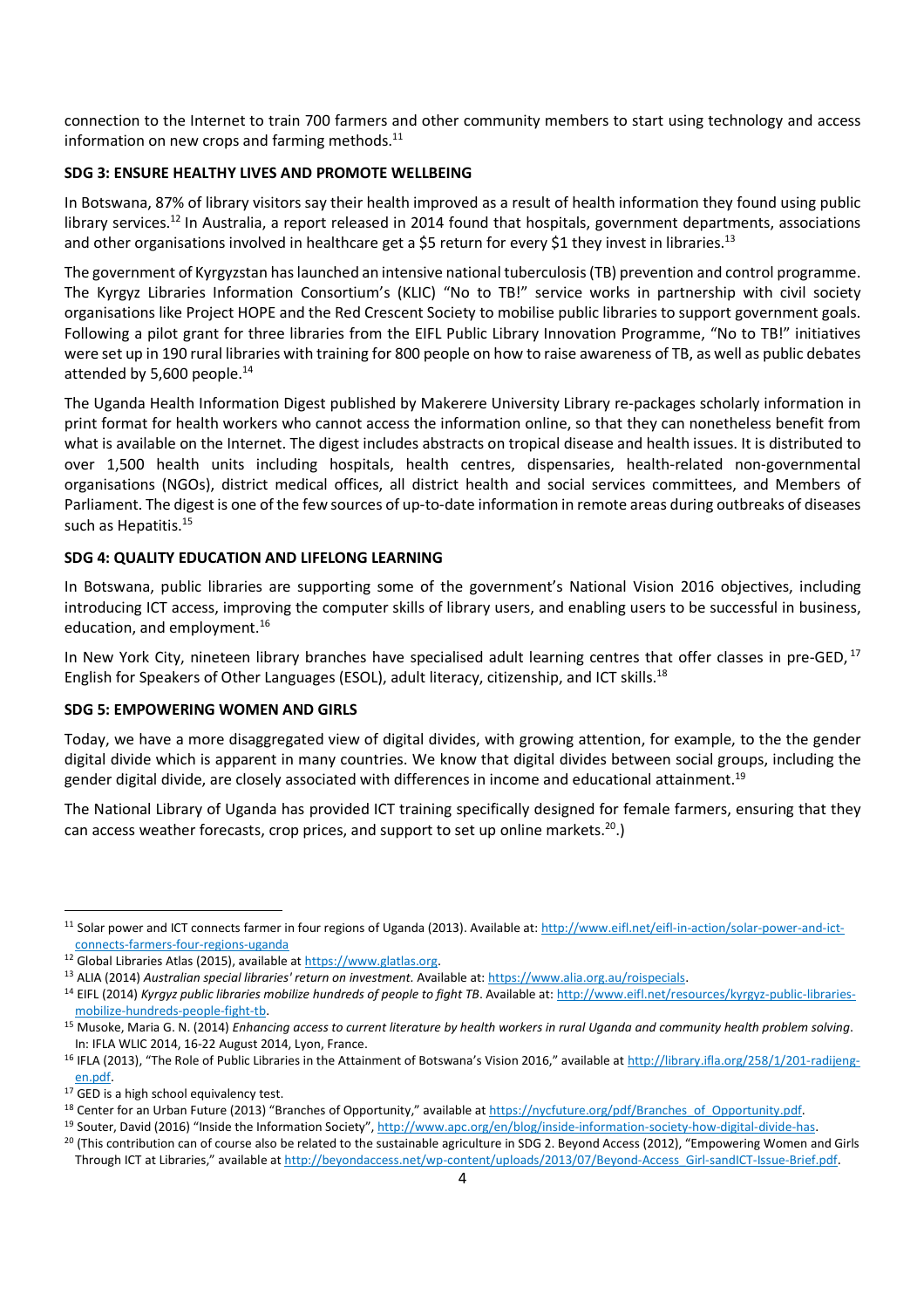connection to the Internet to train 700 farmers and other community members to start using technology and access information on new crops and farming methods.[11]

### SDG 3: ENSURE HEALTHY LIVES AND PROMOTE WELLBEING

In Botswana, 87% of library visitors say their health improved as a result of health information they found using public library services.[12] In Australia, a report released in 2014 found that hospitals, government departments, associations and other organisations involved in healthcare get a $5 return for every $1 they invest in libraries.[13]

The government of Kyrgyzstan has launched an intensive national tuberculosis (TB) prevention and control programme. The Kyrgyz Libraries Information Consortium's (KLIC) "No to TB!" service works in partnership with civil society organisations like Project HOPE and the Red Crescent Society to mobilise public libraries to support government goals. Following a pilot grant for three libraries from the EIFL Public Library Innovation Programme, "No to TB!" initiatives were set up in 190 rural libraries with training for 800 people on how to raise awareness of TB, as well as public debates attended by 5,600 people.[14]

The Uganda Health Information Digest published by Makerere University Library re-packages scholarly information in print format for health workers who cannot access the information online, so that they can nonetheless benefit from what is available on the Internet. The digest includes abstracts on tropical disease and health issues. It is distributed to over 1,500 health units including hospitals, health centres, dispensaries, health-related non-governmental organisations (NGOs), district medical offices, all district health and social services committees, and Members of Parliament. The digest is one of the few sources of up-to-date information in remote areas during outbreaks of diseases such as Hepatitis.[15]

### SDG 4: QUALITY EDUCATION AND LIFELONG LEARNING

In Botswana, public libraries are supporting some of the government's National Vision 2016 objectives, including introducing ICT access, improving the computer skills of library users, and enabling users to be successful in business, education, and employment.[16]

In New York City, nineteen library branches have specialised adult learning centres that offer classes in pre-GED,[17] English for Speakers of Other Languages (ESOL), adult literacy, citizenship, and ICT skills.[18]

### SDG 5: EMPOWERING WOMEN AND GIRLS

Today, we have a more disaggregated view of digital divides, with growing attention, for example, to the the gender digital divide which is apparent in many countries. We know that digital divides between social groups, including the gender digital divide, are closely associated with differences in income and educational attainment.[19]

The National Library of Uganda has provided ICT training specifically designed for female farmers, ensuring that they can access weather forecasts, crop prices, and support to set up online markets.[20].)

---

[11] Solar power and ICT connects farmer in four regions of Uganda (2013). Available at: http://www.eifl.net/eifl-in-action/solar-power-and-ict-connects-farmers-four-regions-uganda

[12] Global Libraries Atlas (2015), available at https://www.glatlas.org.

[13] ALIA (2014) *Australian special libraries' return on investment.* Available at: https://www.alia.org.au/roispecials.

[14] EIFL (2014) *Kyrgyz public libraries mobilize hundreds of people to fight TB*. Available at: http://www.eifl.net/resources/kyrgyz-public-libraries-mobilize-hundreds-people-fight-tb.

[15] Musoke, Maria G. N. (2014) *Enhancing access to current literature by health workers in rural Uganda and community health problem solving*. In: IFLA WLIC 2014, 16-22 August 2014, Lyon, France.

[16] IFLA (2013), "The Role of Public Libraries in the Attainment of Botswana's Vision 2016," available at http://library.ifla.org/258/1/201-radijeng-en.pdf.

[17] GED is a high school equivalency test.

[18] Center for an Urban Future (2013) "Branches of Opportunity," available at https://nycfuture.org/pdf/Branches_of_Opportunity.pdf.

[19] Souter, David (2016) "Inside the Information Society", http://www.apc.org/en/blog/inside-information-society-how-digital-divide-has.

[20] (This contribution can of course also be related to the sustainable agriculture in SDG 2. Beyond Access (2012), "Empowering Women and Girls Through ICT at Libraries," available at http://beyondaccess.net/wp-content/uploads/2013/07/Beyond-Access_Girl-sandICT-Issue-Brief.pdf.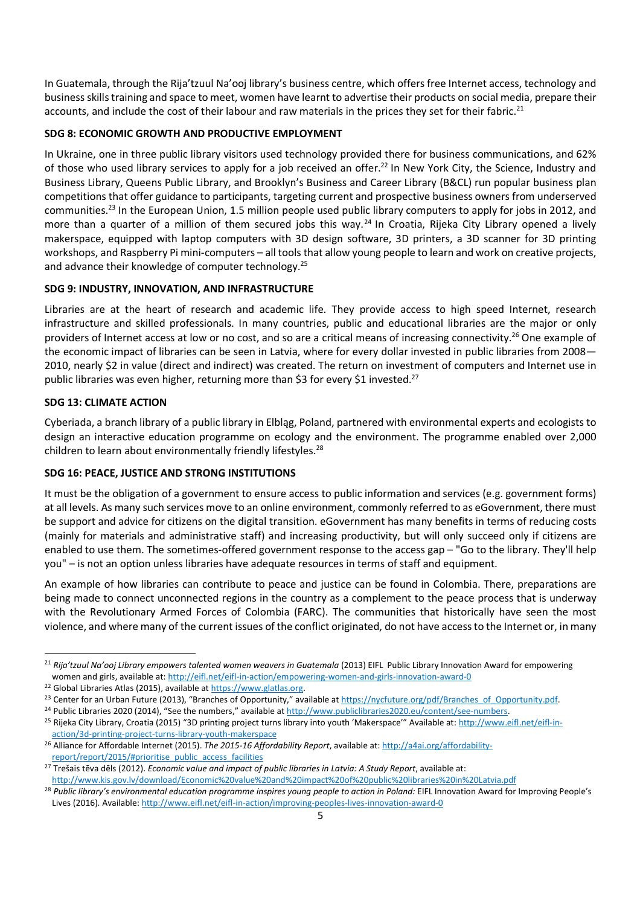In Guatemala, through the Rija'tzuul Na'ooj library's business centre, which offers free Internet access, technology and business skills training and space to meet, women have learnt to advertise their products on social media, prepare their accounts, and include the cost of their labour and raw materials in the prices they set for their fabric.[21]

**SDG 8: ECONOMIC GROWTH AND PRODUCTIVE EMPLOYMENT**

In Ukraine, one in three public library visitors used technology provided there for business communications, and 62% of those who used library services to apply for a job received an offer.[22] In New York City, the Science, Industry and Business Library, Queens Public Library, and Brooklyn's Business and Career Library (B&CL) run popular business plan competitions that offer guidance to participants, targeting current and prospective business owners from underserved communities.[23] In the European Union, 1.5 million people used public library computers to apply for jobs in 2012, and more than a quarter of a million of them secured jobs this way.[24] In Croatia, Rijeka City Library opened a lively makerspace, equipped with laptop computers with 3D design software, 3D printers, a 3D scanner for 3D printing workshops, and Raspberry Pi mini-computers – all tools that allow young people to learn and work on creative projects, and advance their knowledge of computer technology.[25]

**SDG 9: INDUSTRY, INNOVATION, AND INFRASTRUCTURE**

Libraries are at the heart of research and academic life. They provide access to high speed Internet, research infrastructure and skilled professionals. In many countries, public and educational libraries are the major or only providers of Internet access at low or no cost, and so are a critical means of increasing connectivity.[26] One example of the economic impact of libraries can be seen in Latvia, where for every dollar invested in public libraries from 2008—2010, nearly $2 in value (direct and indirect) was created. The return on investment of computers and Internet use in public libraries was even higher, returning more than $3 for every $1 invested.[27]

**SDG 13: CLIMATE ACTION**

Cyberiada, a branch library of a public library in Elbląg, Poland, partnered with environmental experts and ecologists to design an interactive education programme on ecology and the environment. The programme enabled over 2,000 children to learn about environmentally friendly lifestyles.[28]

**SDG 16: PEACE, JUSTICE AND STRONG INSTITUTIONS**

It must be the obligation of a government to ensure access to public information and services (e.g. government forms) at all levels. As many such services move to an online environment, commonly referred to as eGovernment, there must be support and advice for citizens on the digital transition. eGovernment has many benefits in terms of reducing costs (mainly for materials and administrative staff) and increasing productivity, but will only succeed only if citizens are enabled to use them. The sometimes-offered government response to the access gap – "Go to the library. They'll help you" – is not an option unless libraries have adequate resources in terms of staff and equipment.

An example of how libraries can contribute to peace and justice can be found in Colombia. There, preparations are being made to connect unconnected regions in the country as a complement to the peace process that is underway with the Revolutionary Armed Forces of Colombia (FARC). The communities that historically have seen the most violence, and where many of the current issues of the conflict originated, do not have access to the Internet or, in many

---

[21] *Rija'tzuul Na'ooj Library empowers talented women weavers in Guatemala* (2013) EIFL Public Library Innovation Award for empowering women and girls, available at: http://eifl.net/eifl-in-action/empowering-women-and-girls-innovation-award-0

[22] Global Libraries Atlas (2015), available at https://www.glatlas.org.

[23] Center for an Urban Future (2013), "Branches of Opportunity," available at https://nycfuture.org/pdf/Branches_of_Opportunity.pdf.

[24] Public Libraries 2020 (2014), "See the numbers," available at http://www.publiclibraries2020.eu/content/see-numbers.

[25] Rijeka City Library, Croatia (2015) "3D printing project turns library into youth 'Makerspace'" Available at: http://www.eifl.net/eifl-in-action/3d-printing-project-turns-library-youth-makerspace

[26] Alliance for Affordable Internet (2015). *The 2015-16 Affordability Report*, available at: http://a4ai.org/affordability-report/report/2015/#prioritise_public_access_facilities

[27] Trešais tēva dēls (2012). *Economic value and impact of public libraries in Latvia: A Study Report*, available at: http://www.kis.gov.lv/download/Economic%20value%20and%20impact%20of%20public%20libraries%20in%20Latvia.pdf

[28] *Public library's environmental education programme inspires young people to action in Poland:* EIFL Innovation Award for Improving People's Lives (2016). Available: http://www.eifl.net/eifl-in-action/improving-peoples-lives-innovation-award-0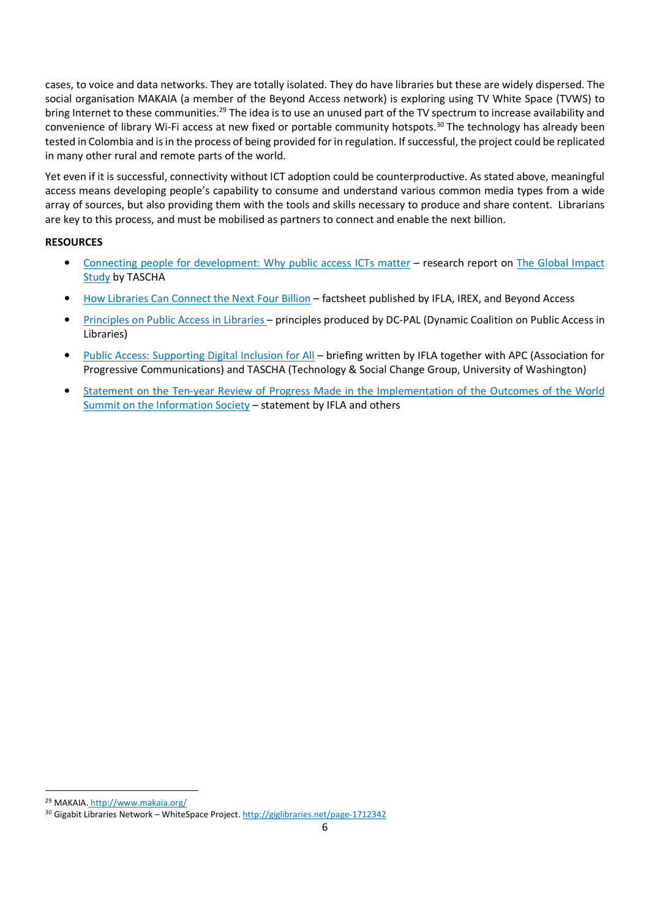cases, to voice and data networks. They are totally isolated. They do have libraries but these are widely dispersed. The social organisation MAKAIA (a member of the Beyond Access network) is exploring using TV White Space (TVWS) to bring Internet to these communities.[29] The idea is to use an unused part of the TV spectrum to increase availability and convenience of library Wi-Fi access at new fixed or portable community hotspots.[30] The technology has already been tested in Colombia and is in the process of being provided for in regulation. If successful, the project could be replicated in many other rural and remote parts of the world.

Yet even if it is successful, connectivity without ICT adoption could be counterproductive. As stated above, meaningful access means developing people's capability to consume and understand various common media types from a wide array of sources, but also providing them with the tools and skills necessary to produce and share content. Librarians are key to this process, and must be mobilised as partners to connect and enable the next billion.

**RESOURCES**

- Connecting people for development: Why public access ICTs matter – research report on The Global Impact Study by TASCHA
- How Libraries Can Connect the Next Four Billion – factsheet published by IFLA, IREX, and Beyond Access
- Principles on Public Access in Libraries – principles produced by DC-PAL (Dynamic Coalition on Public Access in Libraries)
- Public Access: Supporting Digital Inclusion for All – briefing written by IFLA together with APC (Association for Progressive Communications) and TASCHA (Technology & Social Change Group, University of Washington)
- Statement on the Ten-year Review of Progress Made in the Implementation of the Outcomes of the World Summit on the Information Society – statement by IFLA and others

---

[29] MAKAIA. http://www.makaia.org/

[30] Gigabit Libraries Network – WhiteSpace Project. http://giglibraries.net/page-1712342